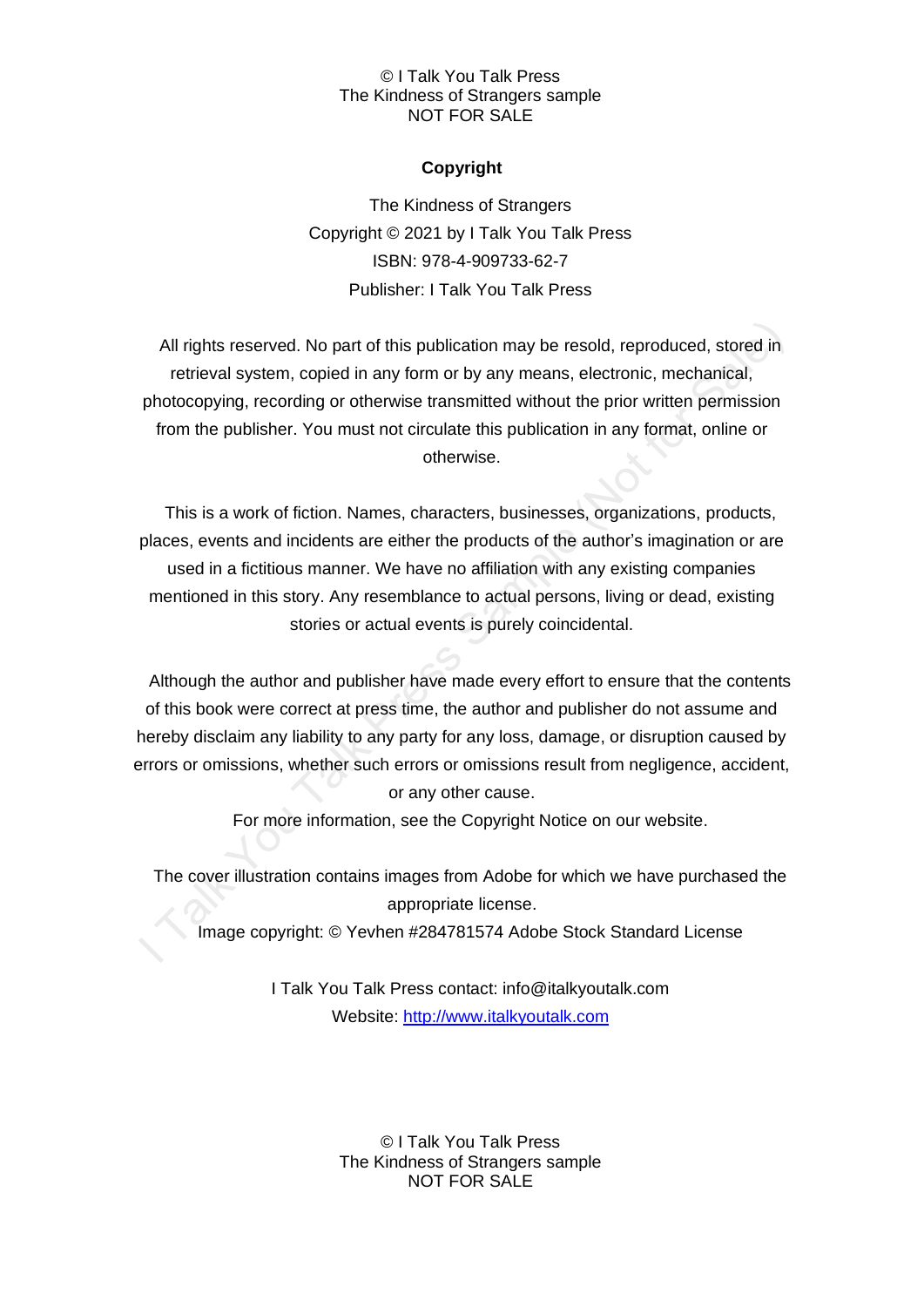## Copyright

The Kindness of Strangers
Copyright © 2021 by I Talk You Talk Press
ISBN: 978-4-909733-62-7
Publisher: I Talk You Talk Press

All rights reserved. No part of this publication may be resold, reproduced, stored in retrieval system, copied in any form or by any means, electronic, mechanical, photocopying, recording or otherwise transmitted without the prior written permission from the publisher. You must not circulate this publication in any format, online or otherwise.

This is a work of fiction. Names, characters, businesses, organizations, products, places, events and incidents are either the products of the author's imagination or are used in a fictitious manner. We have no affiliation with any existing companies mentioned in this story. Any resemblance to actual persons, living or dead, existing stories or actual events is purely coincidental.

Although the author and publisher have made every effort to ensure that the contents of this book were correct at press time, the author and publisher do not assume and hereby disclaim any liability to any party for any loss, damage, or disruption caused by errors or omissions, whether such errors or omissions result from negligence, accident, or any other cause.

For more information, see the Copyright Notice on our website.

The cover illustration contains images from Adobe for which we have purchased the appropriate license.

Image copyright: © Yevhen #284781574 Adobe Stock Standard License

I Talk You Talk Press contact: info@italkyoutalk.com
Website: http://www.italkyoutalk.com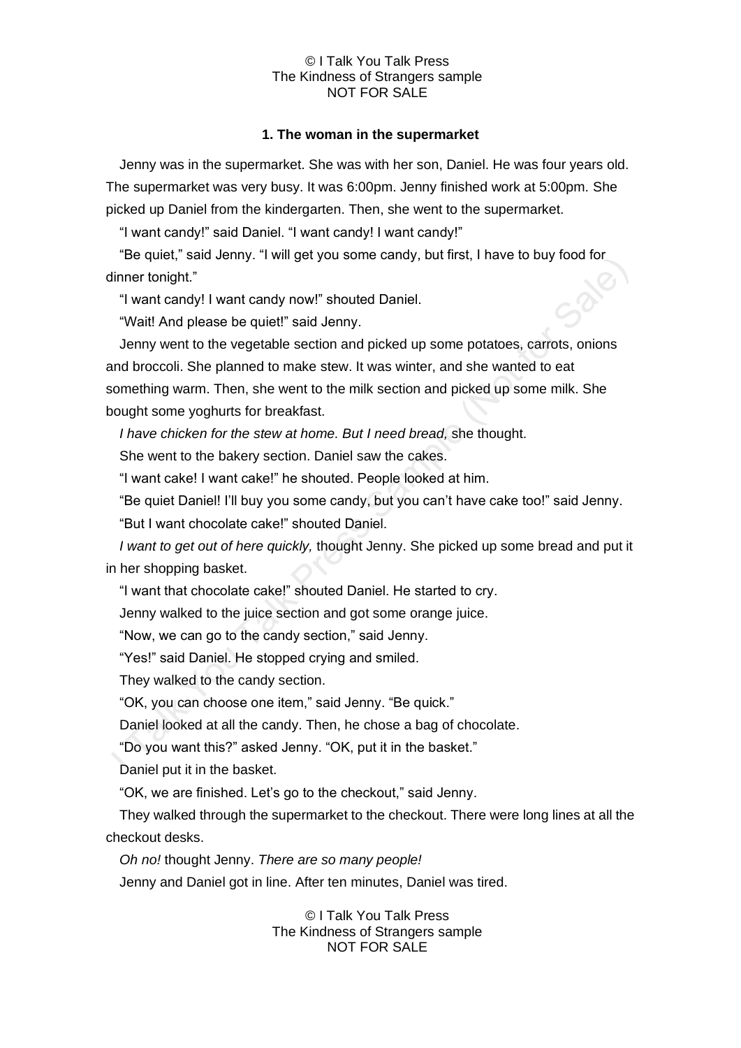## 1. The woman in the supermarket

Jenny was in the supermarket. She was with her son, Daniel. He was four years old. The supermarket was very busy. It was 6:00pm. Jenny finished work at 5:00pm. She picked up Daniel from the kindergarten. Then, she went to the supermarket.

"I want candy!" said Daniel. "I want candy! I want candy!"

"Be quiet," said Jenny. "I will get you some candy, but first, I have to buy food for dinner tonight."

"I want candy! I want candy now!" shouted Daniel.

"Wait! And please be quiet!" said Jenny.

Jenny went to the vegetable section and picked up some potatoes, carrots, onions and broccoli. She planned to make stew. It was winter, and she wanted to eat something warm. Then, she went to the milk section and picked up some milk. She bought some yoghurts for breakfast.

*I have chicken for the stew at home. But I need bread,* she thought.

She went to the bakery section. Daniel saw the cakes.

"I want cake! I want cake!" he shouted. People looked at him.

"Be quiet Daniel! I'll buy you some candy, but you can't have cake too!" said Jenny.

"But I want chocolate cake!" shouted Daniel.

*I want to get out of here quickly,* thought Jenny. She picked up some bread and put it in her shopping basket.

"I want that chocolate cake!" shouted Daniel. He started to cry.

Jenny walked to the juice section and got some orange juice.

"Now, we can go to the candy section," said Jenny.

"Yes!" said Daniel. He stopped crying and smiled.

They walked to the candy section.

"OK, you can choose one item," said Jenny. "Be quick."

Daniel looked at all the candy. Then, he chose a bag of chocolate.

"Do you want this?" asked Jenny. "OK, put it in the basket."

Daniel put it in the basket.

"OK, we are finished. Let's go to the checkout," said Jenny.

They walked through the supermarket to the checkout. There were long lines at all the checkout desks.

*Oh no!* thought Jenny. *There are so many people!*

Jenny and Daniel got in line. After ten minutes, Daniel was tired.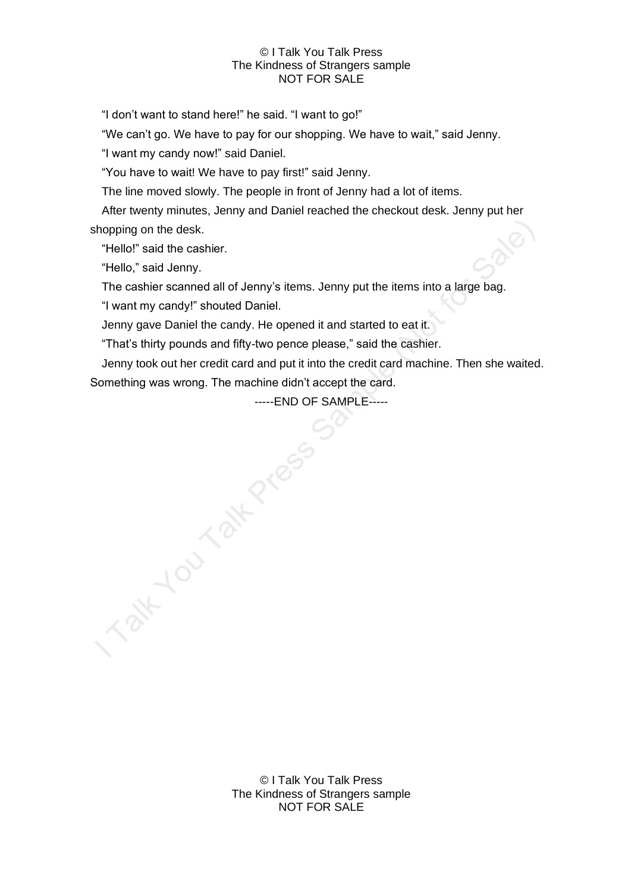"I don't want to stand here!" he said. "I want to go!"

"We can't go. We have to pay for our shopping. We have to wait," said Jenny.

"I want my candy now!" said Daniel.

"You have to wait! We have to pay first!" said Jenny.

The line moved slowly. The people in front of Jenny had a lot of items.

After twenty minutes, Jenny and Daniel reached the checkout desk. Jenny put her shopping on the desk.

"Hello!" said the cashier.

"Hello," said Jenny.

The cashier scanned all of Jenny's items. Jenny put the items into a large bag.

"I want my candy!" shouted Daniel.

Jenny gave Daniel the candy. He opened it and started to eat it.

"That's thirty pounds and fifty-two pence please," said the cashier.

Jenny took out her credit card and put it into the credit card machine. Then she waited. Something was wrong. The machine didn't accept the card.

-----END OF SAMPLE-----